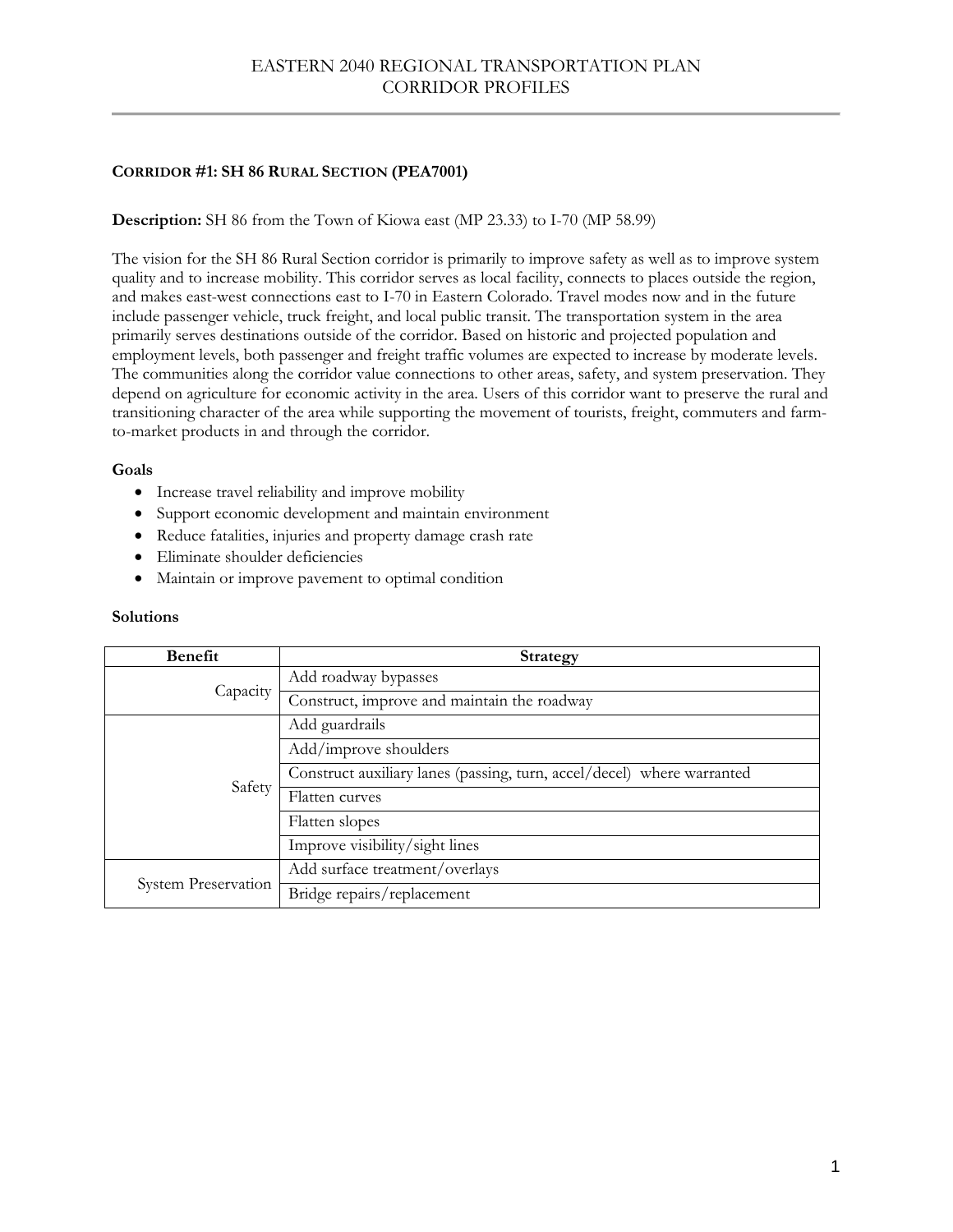# EASTERN 2040 REGIONAL TRANSPORTATION PLAN
# CORRIDOR PROFILES

## CORRIDOR #1: SH 86 RURAL SECTION (PEA7001)

**Description:** SH 86 from the Town of Kiowa east (MP 23.33) to I-70 (MP 58.99)

The vision for the SH 86 Rural Section corridor is primarily to improve safety as well as to improve system quality and to increase mobility. This corridor serves as local facility, connects to places outside the region, and makes east-west connections east to I-70 in Eastern Colorado. Travel modes now and in the future include passenger vehicle, truck freight, and local public transit. The transportation system in the area primarily serves destinations outside of the corridor. Based on historic and projected population and employment levels, both passenger and freight traffic volumes are expected to increase by moderate levels. The communities along the corridor value connections to other areas, safety, and system preservation. They depend on agriculture for economic activity in the area. Users of this corridor want to preserve the rural and transitioning character of the area while supporting the movement of tourists, freight, commuters and farm-to-market products in and through the corridor.

### Goals

- Increase travel reliability and improve mobility
- Support economic development and maintain environment
- Reduce fatalities, injuries and property damage crash rate
- Eliminate shoulder deficiencies
- Maintain or improve pavement to optimal condition

### Solutions

| Benefit | Strategy |
|---|---|
| Capacity | Add roadway bypasses |
| | Construct, improve and maintain the roadway |
| Safety | Add guardrails |
| | Add/improve shoulders |
| | Construct auxiliary lanes (passing, turn, accel/decel) where warranted |
| | Flatten curves |
| | Flatten slopes |
| | Improve visibility/sight lines |
| System Preservation | Add surface treatment/overlays |
| | Bridge repairs/replacement |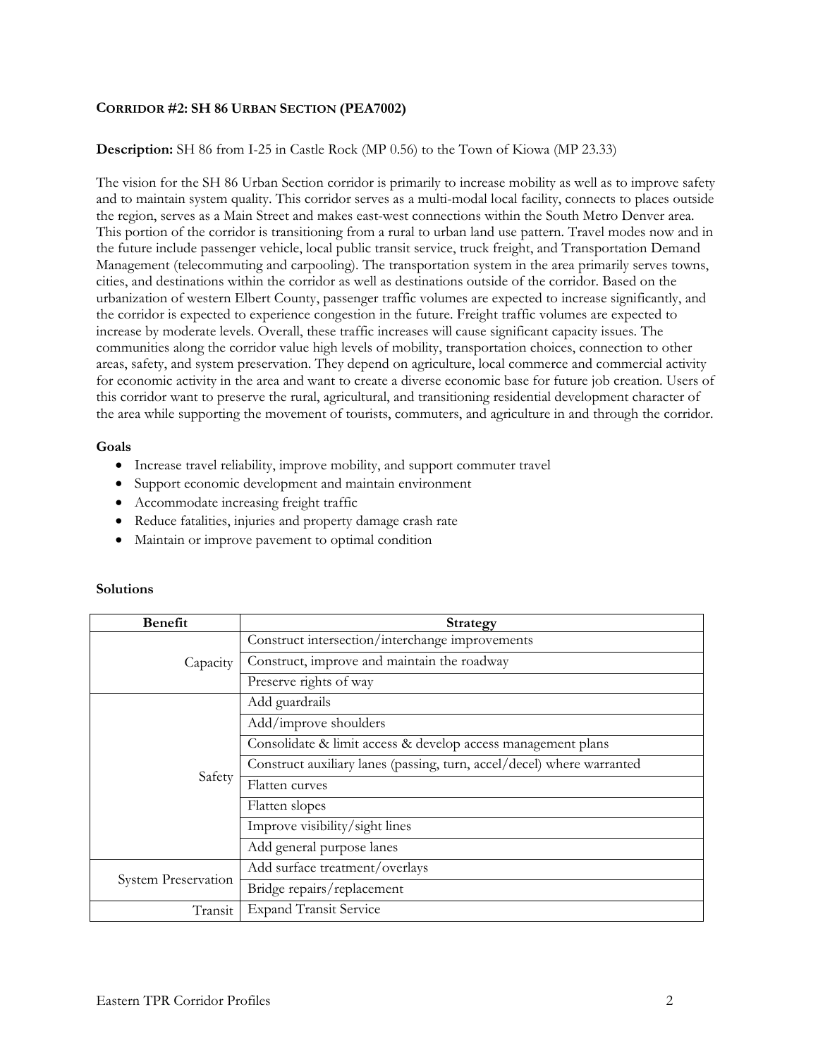## CORRIDOR #2: SH 86 URBAN SECTION (PEA7002)

**Description:** SH 86 from I-25 in Castle Rock (MP 0.56) to the Town of Kiowa (MP 23.33)

The vision for the SH 86 Urban Section corridor is primarily to increase mobility as well as to improve safety and to maintain system quality. This corridor serves as a multi-modal local facility, connects to places outside the region, serves as a Main Street and makes east-west connections within the South Metro Denver area. This portion of the corridor is transitioning from a rural to urban land use pattern. Travel modes now and in the future include passenger vehicle, local public transit service, truck freight, and Transportation Demand Management (telecommuting and carpooling). The transportation system in the area primarily serves towns, cities, and destinations within the corridor as well as destinations outside of the corridor. Based on the urbanization of western Elbert County, passenger traffic volumes are expected to increase significantly, and the corridor is expected to experience congestion in the future. Freight traffic volumes are expected to increase by moderate levels. Overall, these traffic increases will cause significant capacity issues. The communities along the corridor value high levels of mobility, transportation choices, connection to other areas, safety, and system preservation. They depend on agriculture, local commerce and commercial activity for economic activity in the area and want to create a diverse economic base for future job creation. Users of this corridor want to preserve the rural, agricultural, and transitioning residential development character of the area while supporting the movement of tourists, commuters, and agriculture in and through the corridor.

**Goals**

- Increase travel reliability, improve mobility, and support commuter travel
- Support economic development and maintain environment
- Accommodate increasing freight traffic
- Reduce fatalities, injuries and property damage crash rate
- Maintain or improve pavement to optimal condition

**Solutions**

| Benefit | Strategy |
|---|---|
| Capacity | Construct intersection/interchange improvements |
| | Construct, improve and maintain the roadway |
| | Preserve rights of way |
| Safety | Add guardrails |
| | Add/improve shoulders |
| | Consolidate & limit access & develop access management plans |
| | Construct auxiliary lanes (passing, turn, accel/decel) where warranted |
| | Flatten curves |
| | Flatten slopes |
| | Improve visibility/sight lines |
| | Add general purpose lanes |
| System Preservation | Add surface treatment/overlays |
| | Bridge repairs/replacement |
| Transit | Expand Transit Service |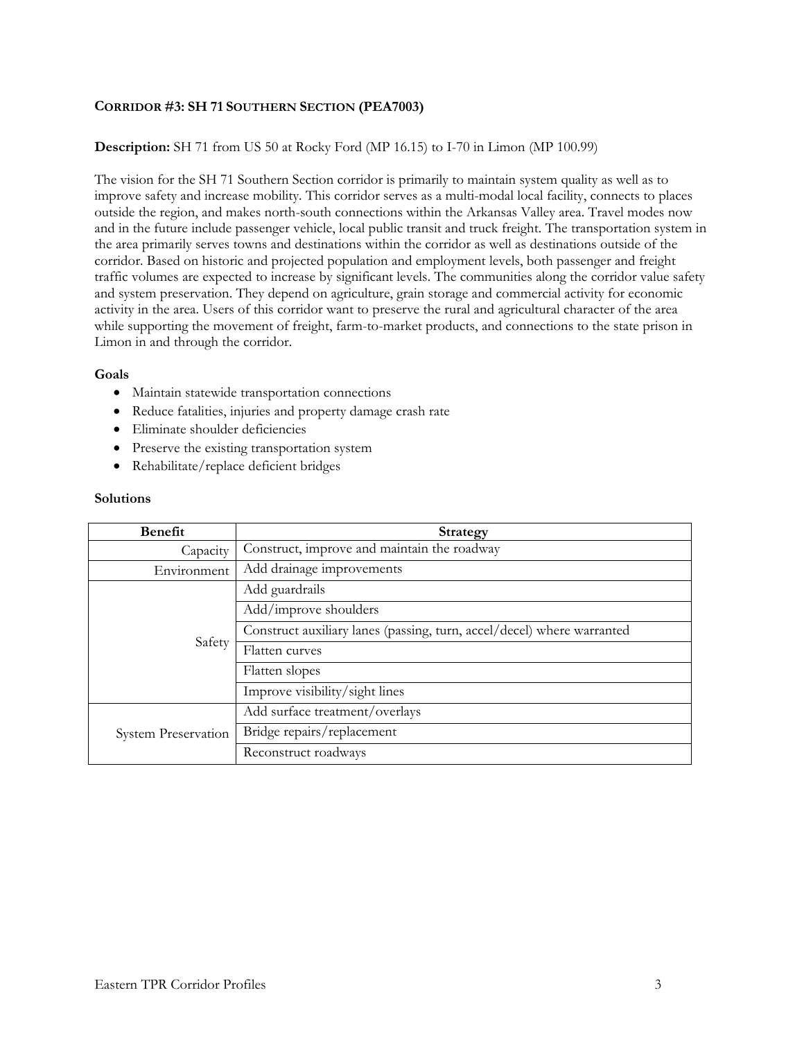## CORRIDOR #3: SH 71 SOUTHERN SECTION (PEA7003)

**Description:** SH 71 from US 50 at Rocky Ford (MP 16.15) to I-70 in Limon (MP 100.99)

The vision for the SH 71 Southern Section corridor is primarily to maintain system quality as well as to improve safety and increase mobility. This corridor serves as a multi-modal local facility, connects to places outside the region, and makes north-south connections within the Arkansas Valley area. Travel modes now and in the future include passenger vehicle, local public transit and truck freight. The transportation system in the area primarily serves towns and destinations within the corridor as well as destinations outside of the corridor. Based on historic and projected population and employment levels, both passenger and freight traffic volumes are expected to increase by significant levels. The communities along the corridor value safety and system preservation. They depend on agriculture, grain storage and commercial activity for economic activity in the area. Users of this corridor want to preserve the rural and agricultural character of the area while supporting the movement of freight, farm-to-market products, and connections to the state prison in Limon in and through the corridor.

### Goals

- Maintain statewide transportation connections
- Reduce fatalities, injuries and property damage crash rate
- Eliminate shoulder deficiencies
- Preserve the existing transportation system
- Rehabilitate/replace deficient bridges

### Solutions

| Benefit | Strategy |
|---|---|
| Capacity | Construct, improve and maintain the roadway |
| Environment | Add drainage improvements |
| Safety | Add guardrails |
| | Add/improve shoulders |
| | Construct auxiliary lanes (passing, turn, accel/decel) where warranted |
| | Flatten curves |
| | Flatten slopes |
| | Improve visibility/sight lines |
| System Preservation | Add surface treatment/overlays |
| | Bridge repairs/replacement |
| | Reconstruct roadways |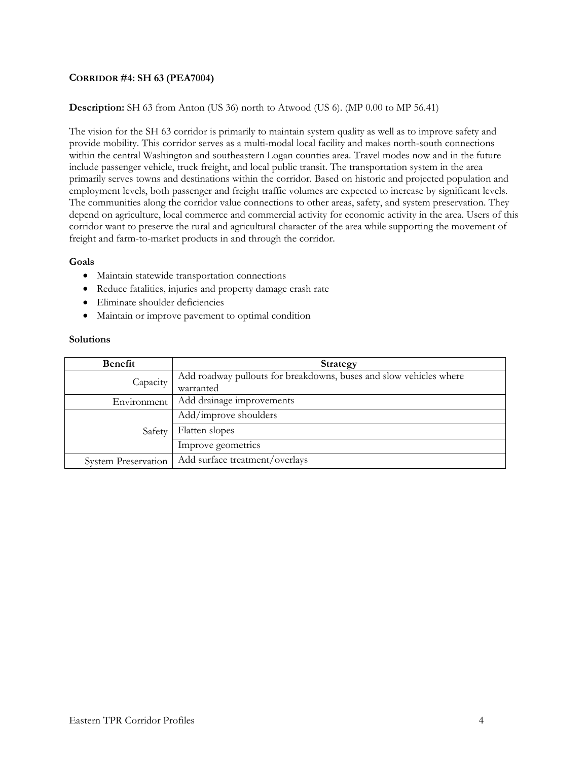## CORRIDOR #4: SH 63 (PEA7004)

**Description:** SH 63 from Anton (US 36) north to Atwood (US 6). (MP 0.00 to MP 56.41)

The vision for the SH 63 corridor is primarily to maintain system quality as well as to improve safety and provide mobility. This corridor serves as a multi-modal local facility and makes north-south connections within the central Washington and southeastern Logan counties area. Travel modes now and in the future include passenger vehicle, truck freight, and local public transit. The transportation system in the area primarily serves towns and destinations within the corridor. Based on historic and projected population and employment levels, both passenger and freight traffic volumes are expected to increase by significant levels. The communities along the corridor value connections to other areas, safety, and system preservation. They depend on agriculture, local commerce and commercial activity for economic activity in the area. Users of this corridor want to preserve the rural and agricultural character of the area while supporting the movement of freight and farm-to-market products in and through the corridor.

### Goals

- Maintain statewide transportation connections
- Reduce fatalities, injuries and property damage crash rate
- Eliminate shoulder deficiencies
- Maintain or improve pavement to optimal condition

### Solutions

| Benefit | Strategy |
|---|---|
| Capacity | Add roadway pullouts for breakdowns, buses and slow vehicles where warranted |
| Environment | Add drainage improvements |
| Safety | Add/improve shoulders |
| | Flatten slopes |
| | Improve geometrics |
| System Preservation | Add surface treatment/overlays |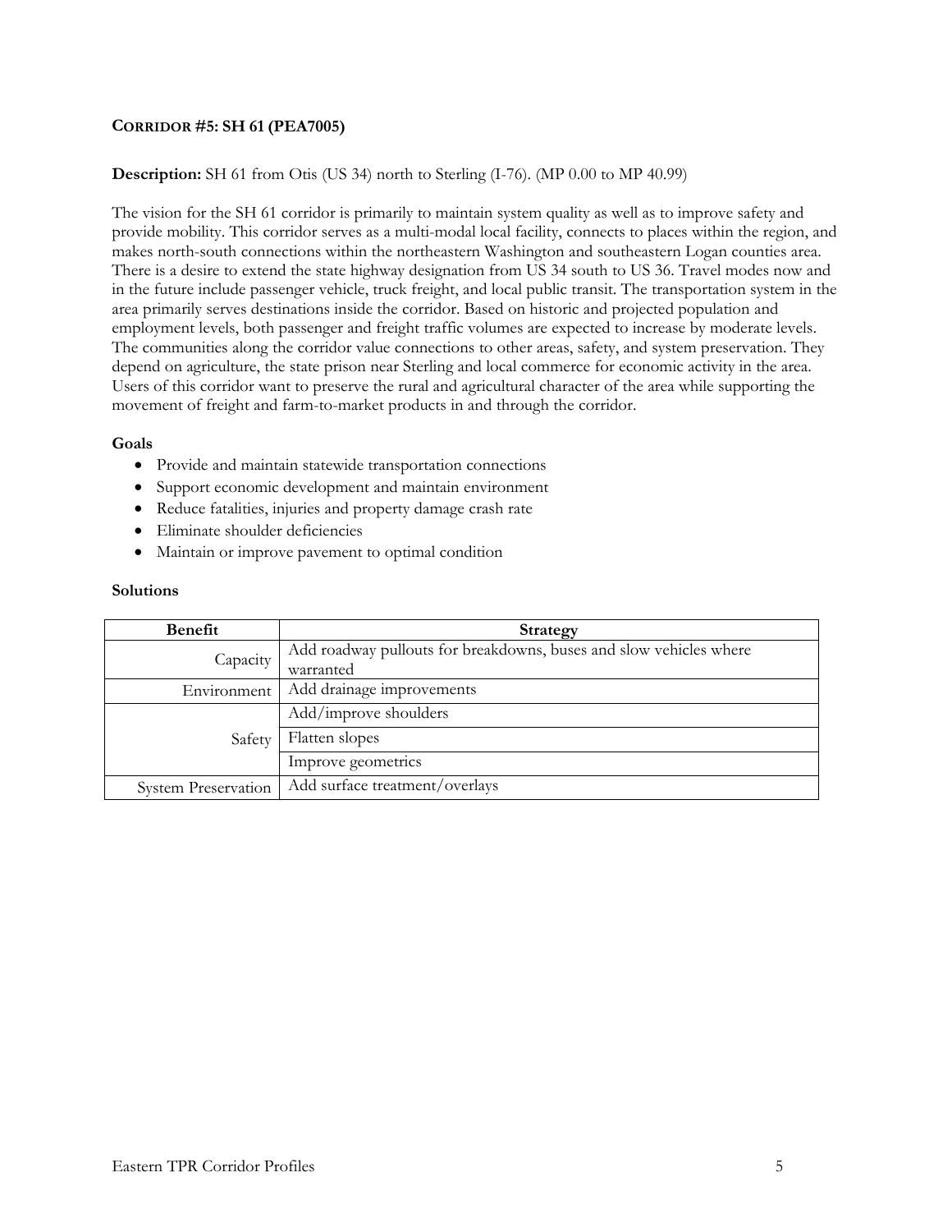## CORRIDOR #5: SH 61 (PEA7005)

**Description:** SH 61 from Otis (US 34) north to Sterling (I-76). (MP 0.00 to MP 40.99)

The vision for the SH 61 corridor is primarily to maintain system quality as well as to improve safety and provide mobility. This corridor serves as a multi-modal local facility, connects to places within the region, and makes north-south connections within the northeastern Washington and southeastern Logan counties area. There is a desire to extend the state highway designation from US 34 south to US 36. Travel modes now and in the future include passenger vehicle, truck freight, and local public transit. The transportation system in the area primarily serves destinations inside the corridor. Based on historic and projected population and employment levels, both passenger and freight traffic volumes are expected to increase by moderate levels. The communities along the corridor value connections to other areas, safety, and system preservation. They depend on agriculture, the state prison near Sterling and local commerce for economic activity in the area. Users of this corridor want to preserve the rural and agricultural character of the area while supporting the movement of freight and farm-to-market products in and through the corridor.

### Goals

- Provide and maintain statewide transportation connections
- Support economic development and maintain environment
- Reduce fatalities, injuries and property damage crash rate
- Eliminate shoulder deficiencies
- Maintain or improve pavement to optimal condition

### Solutions

| Benefit | Strategy |
|---|---|
| Capacity | Add roadway pullouts for breakdowns, buses and slow vehicles where warranted |
| Environment | Add drainage improvements |
| Safety | Add/improve shoulders |
| | Flatten slopes |
| | Improve geometrics |
| System Preservation | Add surface treatment/overlays |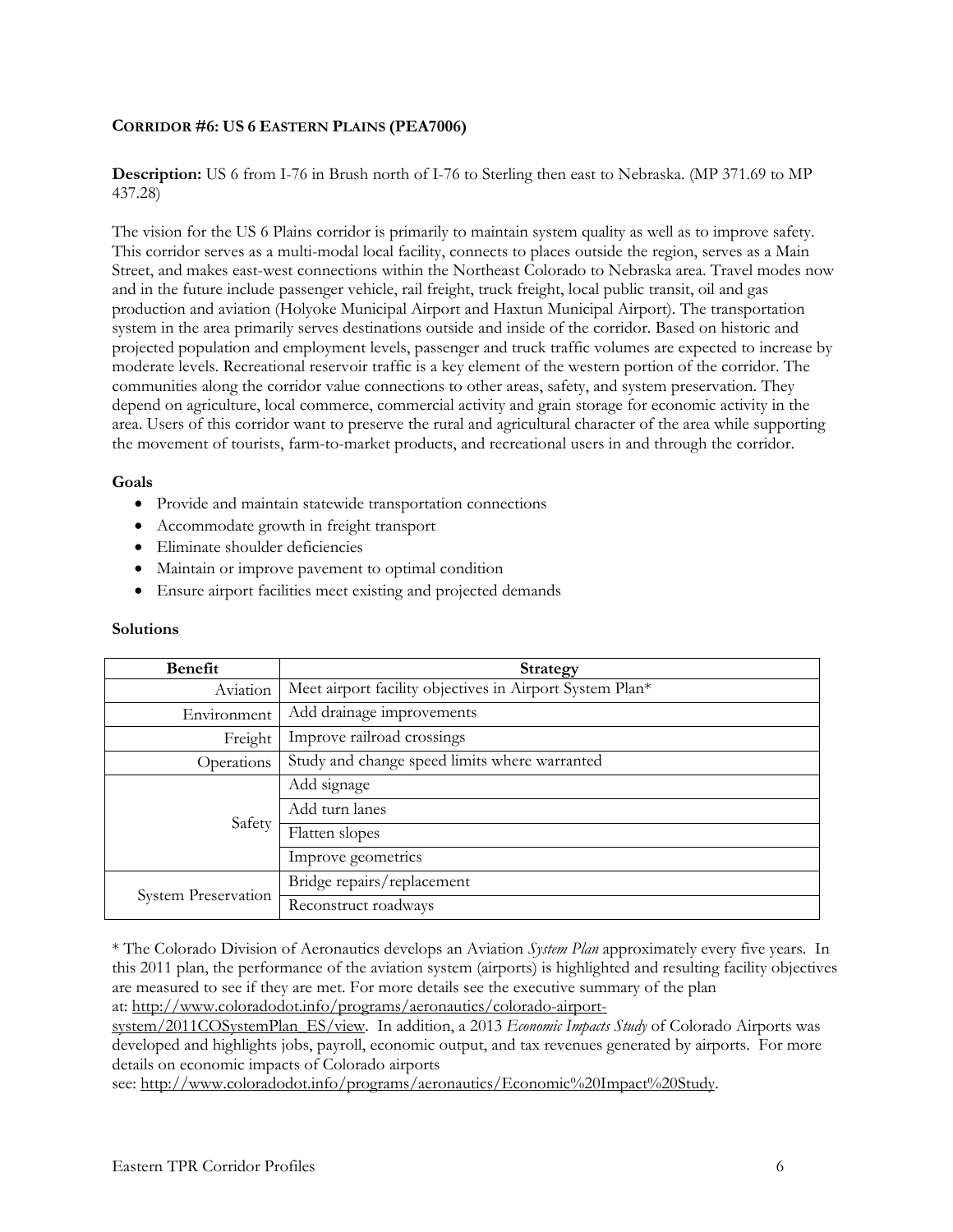### CORRIDOR #6: US 6 EASTERN PLAINS (PEA7006)

**Description:** US 6 from I-76 in Brush north of I-76 to Sterling then east to Nebraska. (MP 371.69 to MP 437.28)

The vision for the US 6 Plains corridor is primarily to maintain system quality as well as to improve safety. This corridor serves as a multi-modal local facility, connects to places outside the region, serves as a Main Street, and makes east-west connections within the Northeast Colorado to Nebraska area. Travel modes now and in the future include passenger vehicle, rail freight, truck freight, local public transit, oil and gas production and aviation (Holyoke Municipal Airport and Haxtun Municipal Airport). The transportation system in the area primarily serves destinations outside and inside of the corridor. Based on historic and projected population and employment levels, passenger and truck traffic volumes are expected to increase by moderate levels. Recreational reservoir traffic is a key element of the western portion of the corridor. The communities along the corridor value connections to other areas, safety, and system preservation. They depend on agriculture, local commerce, commercial activity and grain storage for economic activity in the area. Users of this corridor want to preserve the rural and agricultural character of the area while supporting the movement of tourists, farm-to-market products, and recreational users in and through the corridor.

**Goals**

- Provide and maintain statewide transportation connections
- Accommodate growth in freight transport
- Eliminate shoulder deficiencies
- Maintain or improve pavement to optimal condition
- Ensure airport facilities meet existing and projected demands

**Solutions**

| Benefit | Strategy |
|---|---|
| Aviation | Meet airport facility objectives in Airport System Plan* |
| Environment | Add drainage improvements |
| Freight | Improve railroad crossings |
| Operations | Study and change speed limits where warranted |
| Safety | Add signage |
| | Add turn lanes |
| | Flatten slopes |
| | Improve geometrics |
| System Preservation | Bridge repairs/replacement |
| | Reconstruct roadways |

* The Colorado Division of Aeronautics develops an Aviation *System Plan* approximately every five years. In this 2011 plan, the performance of the aviation system (airports) is highlighted and resulting facility objectives are measured to see if they are met. For more details see the executive summary of the plan at: http://www.coloradodot.info/programs/aeronautics/colorado-airport-system/2011COSystemPlan_ES/view. In addition, a 2013 *Economic Impacts Study* of Colorado Airports was developed and highlights jobs, payroll, economic output, and tax revenues generated by airports. For more details on economic impacts of Colorado airports see: http://www.coloradodot.info/programs/aeronautics/Economic%20Impact%20Study.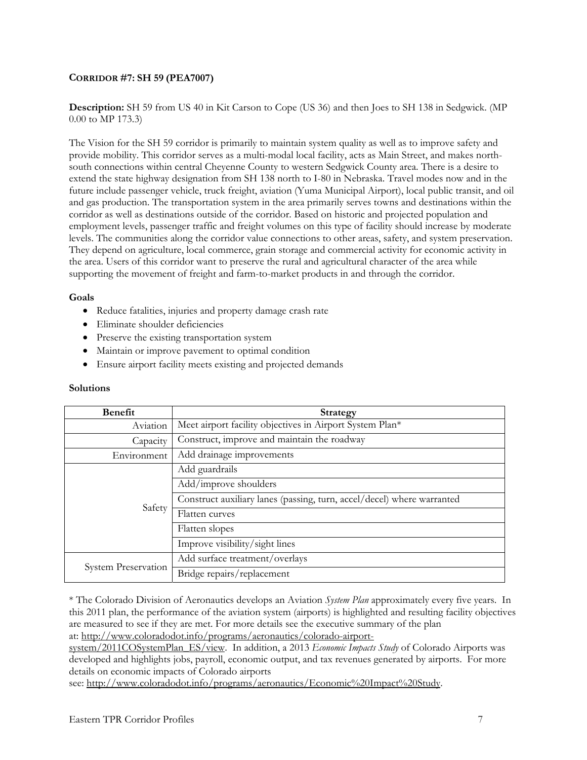### CORRIDOR #7: SH 59 (PEA7007)

**Description:** SH 59 from US 40 in Kit Carson to Cope (US 36) and then Joes to SH 138 in Sedgwick. (MP 0.00 to MP 173.3)

The Vision for the SH 59 corridor is primarily to maintain system quality as well as to improve safety and provide mobility. This corridor serves as a multi-modal local facility, acts as Main Street, and makes north-south connections within central Cheyenne County to western Sedgwick County area. There is a desire to extend the state highway designation from SH 138 north to I-80 in Nebraska. Travel modes now and in the future include passenger vehicle, truck freight, aviation (Yuma Municipal Airport), local public transit, and oil and gas production. The transportation system in the area primarily serves towns and destinations within the corridor as well as destinations outside of the corridor. Based on historic and projected population and employment levels, passenger traffic and freight volumes on this type of facility should increase by moderate levels. The communities along the corridor value connections to other areas, safety, and system preservation. They depend on agriculture, local commerce, grain storage and commercial activity for economic activity in the area. Users of this corridor want to preserve the rural and agricultural character of the area while supporting the movement of freight and farm-to-market products in and through the corridor.

**Goals**

- Reduce fatalities, injuries and property damage crash rate
- Eliminate shoulder deficiencies
- Preserve the existing transportation system
- Maintain or improve pavement to optimal condition
- Ensure airport facility meets existing and projected demands

**Solutions**

| Benefit | Strategy |
|---|---|
| Aviation | Meet airport facility objectives in Airport System Plan* |
| Capacity | Construct, improve and maintain the roadway |
| Environment | Add drainage improvements |
| Safety | Add guardrails |
| | Add/improve shoulders |
| | Construct auxiliary lanes (passing, turn, accel/decel) where warranted |
| | Flatten curves |
| | Flatten slopes |
| | Improve visibility/sight lines |
| System Preservation | Add surface treatment/overlays |
| | Bridge repairs/replacement |

* The Colorado Division of Aeronautics develops an Aviation *System Plan* approximately every five years. In this 2011 plan, the performance of the aviation system (airports) is highlighted and resulting facility objectives are measured to see if they are met. For more details see the executive summary of the plan at: http://www.coloradodot.info/programs/aeronautics/colorado-airport-system/2011COSystemPlan_ES/view. In addition, a 2013 *Economic Impacts Study* of Colorado Airports was developed and highlights jobs, payroll, economic output, and tax revenues generated by airports. For more details on economic impacts of Colorado airports see: http://www.coloradodot.info/programs/aeronautics/Economic%20Impact%20Study.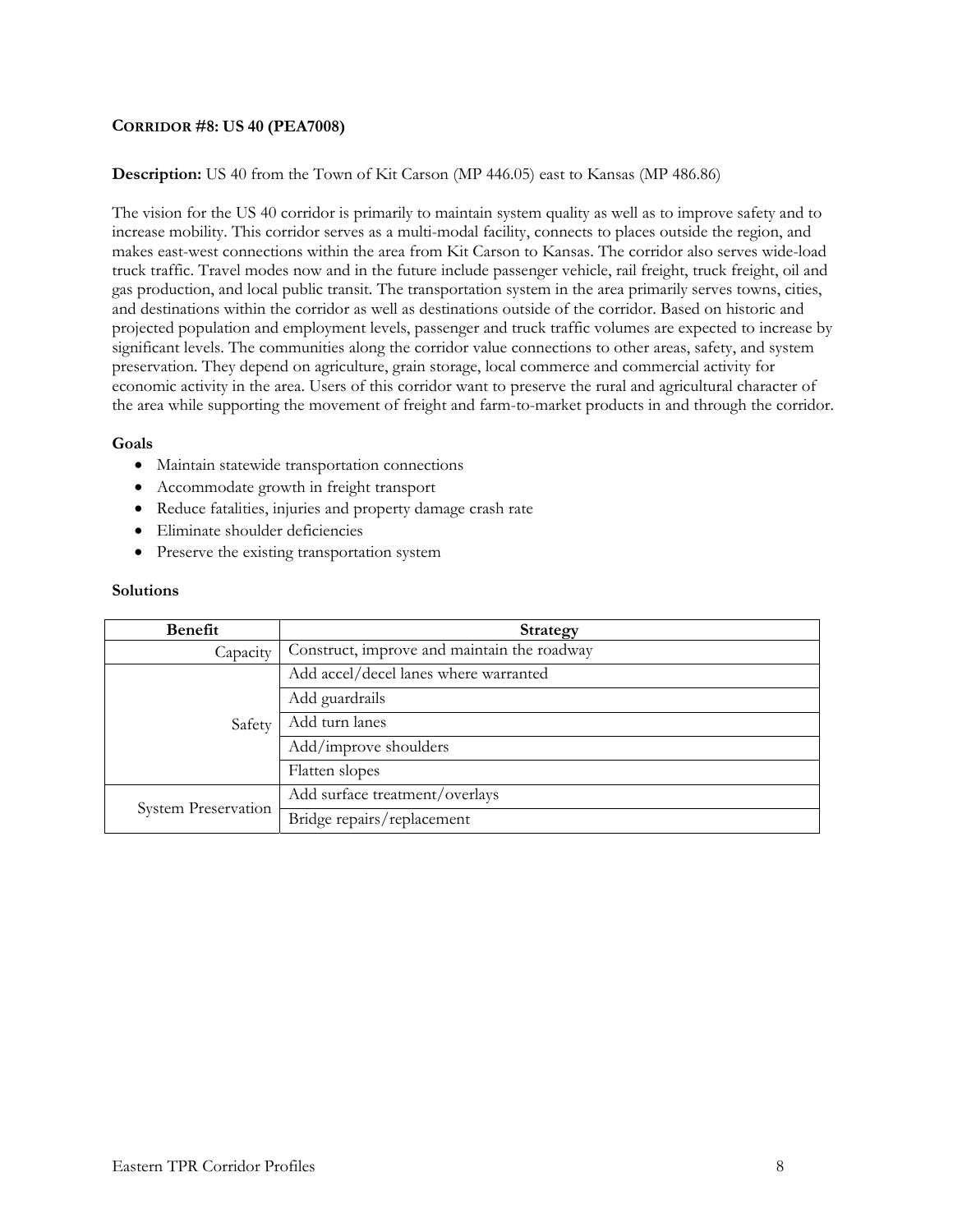### Corridor #8: US 40 (PEA7008)

**Description:** US 40 from the Town of Kit Carson (MP 446.05) east to Kansas (MP 486.86)

The vision for the US 40 corridor is primarily to maintain system quality as well as to improve safety and to increase mobility. This corridor serves as a multi-modal facility, connects to places outside the region, and makes east-west connections within the area from Kit Carson to Kansas. The corridor also serves wide-load truck traffic. Travel modes now and in the future include passenger vehicle, rail freight, truck freight, oil and gas production, and local public transit. The transportation system in the area primarily serves towns, cities, and destinations within the corridor as well as destinations outside of the corridor. Based on historic and projected population and employment levels, passenger and truck traffic volumes are expected to increase by significant levels. The communities along the corridor value connections to other areas, safety, and system preservation. They depend on agriculture, grain storage, local commerce and commercial activity for economic activity in the area. Users of this corridor want to preserve the rural and agricultural character of the area while supporting the movement of freight and farm-to-market products in and through the corridor.

#### Goals

- Maintain statewide transportation connections
- Accommodate growth in freight transport
- Reduce fatalities, injuries and property damage crash rate
- Eliminate shoulder deficiencies
- Preserve the existing transportation system

#### Solutions

| Benefit | Strategy |
|---|---|
| Capacity | Construct, improve and maintain the roadway |
| Safety | Add accel/decel lanes where warranted |
| | Add guardrails |
| | Add turn lanes |
| | Add/improve shoulders |
| | Flatten slopes |
| System Preservation | Add surface treatment/overlays |
| | Bridge repairs/replacement |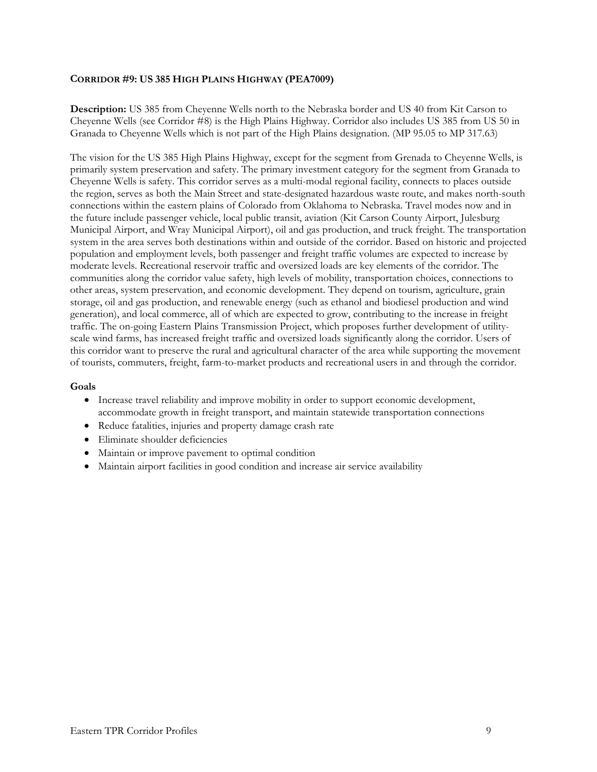### CORRIDOR #9: US 385 HIGH PLAINS HIGHWAY (PEA7009)

**Description:** US 385 from Cheyenne Wells north to the Nebraska border and US 40 from Kit Carson to Cheyenne Wells (see Corridor #8) is the High Plains Highway. Corridor also includes US 385 from US 50 in Granada to Cheyenne Wells which is not part of the High Plains designation. (MP 95.05 to MP 317.63)

The vision for the US 385 High Plains Highway, except for the segment from Grenada to Cheyenne Wells, is primarily system preservation and safety. The primary investment category for the segment from Granada to Cheyenne Wells is safety. This corridor serves as a multi-modal regional facility, connects to places outside the region, serves as both the Main Street and state-designated hazardous waste route, and makes north-south connections within the eastern plains of Colorado from Oklahoma to Nebraska. Travel modes now and in the future include passenger vehicle, local public transit, aviation (Kit Carson County Airport, Julesburg Municipal Airport, and Wray Municipal Airport), oil and gas production, and truck freight. The transportation system in the area serves both destinations within and outside of the corridor. Based on historic and projected population and employment levels, both passenger and freight traffic volumes are expected to increase by moderate levels. Recreational reservoir traffic and oversized loads are key elements of the corridor. The communities along the corridor value safety, high levels of mobility, transportation choices, connections to other areas, system preservation, and economic development. They depend on tourism, agriculture, grain storage, oil and gas production, and renewable energy (such as ethanol and biodiesel production and wind generation), and local commerce, all of which are expected to grow, contributing to the increase in freight traffic. The on-going Eastern Plains Transmission Project, which proposes further development of utility-scale wind farms, has increased freight traffic and oversized loads significantly along the corridor. Users of this corridor want to preserve the rural and agricultural character of the area while supporting the movement of tourists, commuters, freight, farm-to-market products and recreational users in and through the corridor.

**Goals**

- Increase travel reliability and improve mobility in order to support economic development, accommodate growth in freight transport, and maintain statewide transportation connections
- Reduce fatalities, injuries and property damage crash rate
- Eliminate shoulder deficiencies
- Maintain or improve pavement to optimal condition
- Maintain airport facilities in good condition and increase air service availability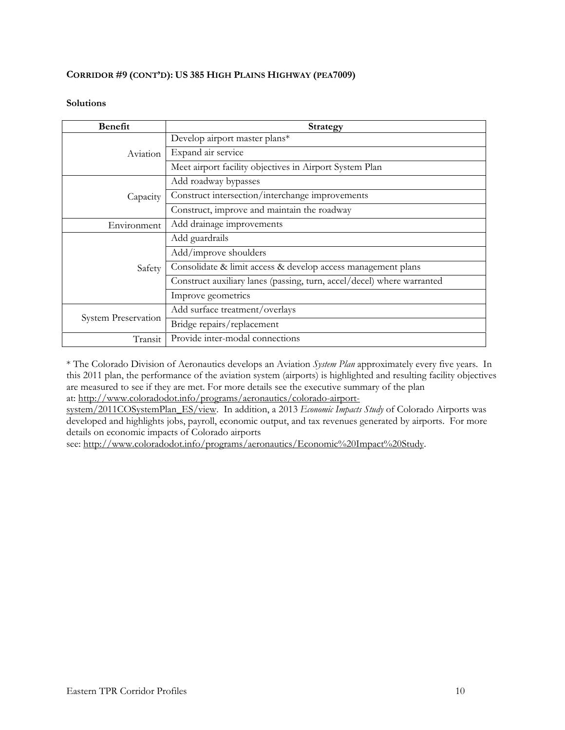**CORRIDOR #9 (CONT'D): US 385 HIGH PLAINS HIGHWAY (PEA7009)**

**Solutions**

| Benefit | Strategy |
| --- | --- |
| Aviation | Develop airport master plans* |
| | Expand air service |
| | Meet airport facility objectives in Airport System Plan |
| Capacity | Add roadway bypasses |
| | Construct intersection/interchange improvements |
| | Construct, improve and maintain the roadway |
| Environment | Add drainage improvements |
| Safety | Add guardrails |
| | Add/improve shoulders |
| | Consolidate & limit access & develop access management plans |
| | Construct auxiliary lanes (passing, turn, accel/decel) where warranted |
| | Improve geometrics |
| System Preservation | Add surface treatment/overlays |
| | Bridge repairs/replacement |
| Transit | Provide inter-modal connections |

* The Colorado Division of Aeronautics develops an Aviation *System Plan* approximately every five years. In this 2011 plan, the performance of the aviation system (airports) is highlighted and resulting facility objectives are measured to see if they are met. For more details see the executive summary of the plan at: http://www.coloradodot.info/programs/aeronautics/colorado-airport-system/2011COSystemPlan_ES/view. In addition, a 2013 *Economic Impacts Study* of Colorado Airports was developed and highlights jobs, payroll, economic output, and tax revenues generated by airports. For more details on economic impacts of Colorado airports see: http://www.coloradodot.info/programs/aeronautics/Economic%20Impact%20Study.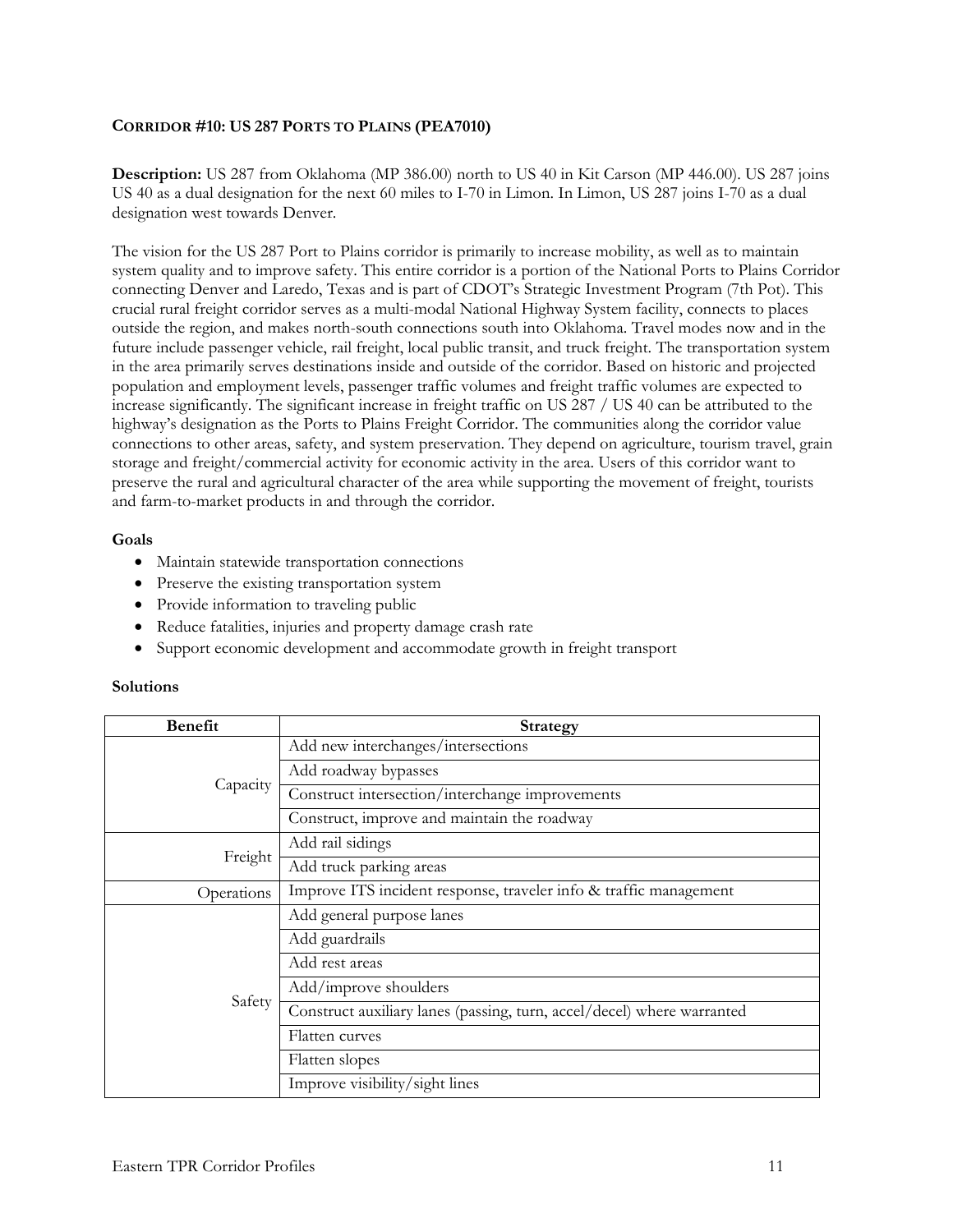### CORRIDOR #10: US 287 PORTS TO PLAINS (PEA7010)

**Description:** US 287 from Oklahoma (MP 386.00) north to US 40 in Kit Carson (MP 446.00). US 287 joins US 40 as a dual designation for the next 60 miles to I-70 in Limon. In Limon, US 287 joins I-70 as a dual designation west towards Denver.

The vision for the US 287 Port to Plains corridor is primarily to increase mobility, as well as to maintain system quality and to improve safety. This entire corridor is a portion of the National Ports to Plains Corridor connecting Denver and Laredo, Texas and is part of CDOT's Strategic Investment Program (7th Pot). This crucial rural freight corridor serves as a multi-modal National Highway System facility, connects to places outside the region, and makes north-south connections south into Oklahoma. Travel modes now and in the future include passenger vehicle, rail freight, local public transit, and truck freight. The transportation system in the area primarily serves destinations inside and outside of the corridor. Based on historic and projected population and employment levels, passenger traffic volumes and freight traffic volumes are expected to increase significantly. The significant increase in freight traffic on US 287 / US 40 can be attributed to the highway's designation as the Ports to Plains Freight Corridor. The communities along the corridor value connections to other areas, safety, and system preservation. They depend on agriculture, tourism travel, grain storage and freight/commercial activity for economic activity in the area. Users of this corridor want to preserve the rural and agricultural character of the area while supporting the movement of freight, tourists and farm-to-market products in and through the corridor.

**Goals**

- Maintain statewide transportation connections
- Preserve the existing transportation system
- Provide information to traveling public
- Reduce fatalities, injuries and property damage crash rate
- Support economic development and accommodate growth in freight transport

**Solutions**

| Benefit | Strategy |
|---|---|
| Capacity | Add new interchanges/intersections |
| | Add roadway bypasses |
| | Construct intersection/interchange improvements |
| | Construct, improve and maintain the roadway |
| Freight | Add rail sidings |
| | Add truck parking areas |
| Operations | Improve ITS incident response, traveler info & traffic management |
| Safety | Add general purpose lanes |
| | Add guardrails |
| | Add rest areas |
| | Add/improve shoulders |
| | Construct auxiliary lanes (passing, turn, accel/decel) where warranted |
| | Flatten curves |
| | Flatten slopes |
| | Improve visibility/sight lines |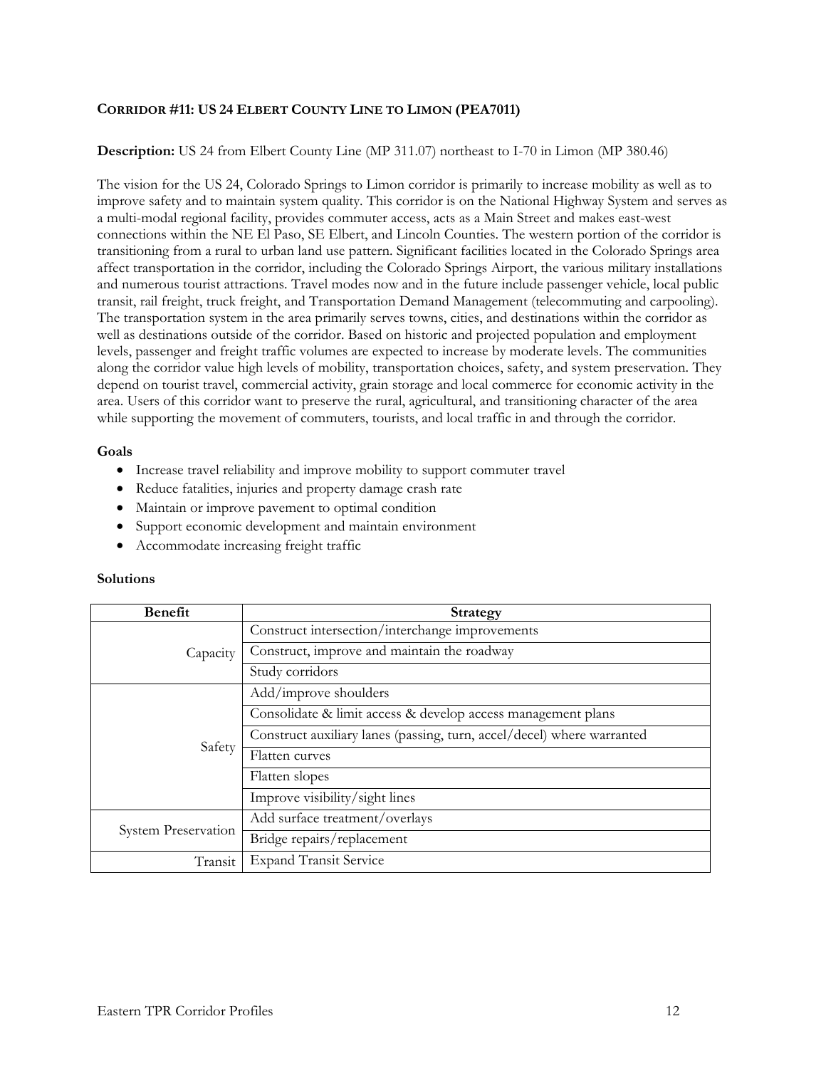### CORRIDOR #11: US 24 ELBERT COUNTY LINE TO LIMON (PEA7011)

**Description:** US 24 from Elbert County Line (MP 311.07) northeast to I-70 in Limon (MP 380.46)

The vision for the US 24, Colorado Springs to Limon corridor is primarily to increase mobility as well as to improve safety and to maintain system quality. This corridor is on the National Highway System and serves as a multi-modal regional facility, provides commuter access, acts as a Main Street and makes east-west connections within the NE El Paso, SE Elbert, and Lincoln Counties. The western portion of the corridor is transitioning from a rural to urban land use pattern. Significant facilities located in the Colorado Springs area affect transportation in the corridor, including the Colorado Springs Airport, the various military installations and numerous tourist attractions. Travel modes now and in the future include passenger vehicle, local public transit, rail freight, truck freight, and Transportation Demand Management (telecommuting and carpooling). The transportation system in the area primarily serves towns, cities, and destinations within the corridor as well as destinations outside of the corridor. Based on historic and projected population and employment levels, passenger and freight traffic volumes are expected to increase by moderate levels. The communities along the corridor value high levels of mobility, transportation choices, safety, and system preservation. They depend on tourist travel, commercial activity, grain storage and local commerce for economic activity in the area. Users of this corridor want to preserve the rural, agricultural, and transitioning character of the area while supporting the movement of commuters, tourists, and local traffic in and through the corridor.

**Goals**

- Increase travel reliability and improve mobility to support commuter travel
- Reduce fatalities, injuries and property damage crash rate
- Maintain or improve pavement to optimal condition
- Support economic development and maintain environment
- Accommodate increasing freight traffic

**Solutions**

| Benefit | Strategy |
|---|---|
| Capacity | Construct intersection/interchange improvements |
| | Construct, improve and maintain the roadway |
| | Study corridors |
| Safety | Add/improve shoulders |
| | Consolidate & limit access & develop access management plans |
| | Construct auxiliary lanes (passing, turn, accel/decel) where warranted |
| | Flatten curves |
| | Flatten slopes |
| | Improve visibility/sight lines |
| System Preservation | Add surface treatment/overlays |
| | Bridge repairs/replacement |
| Transit | Expand Transit Service |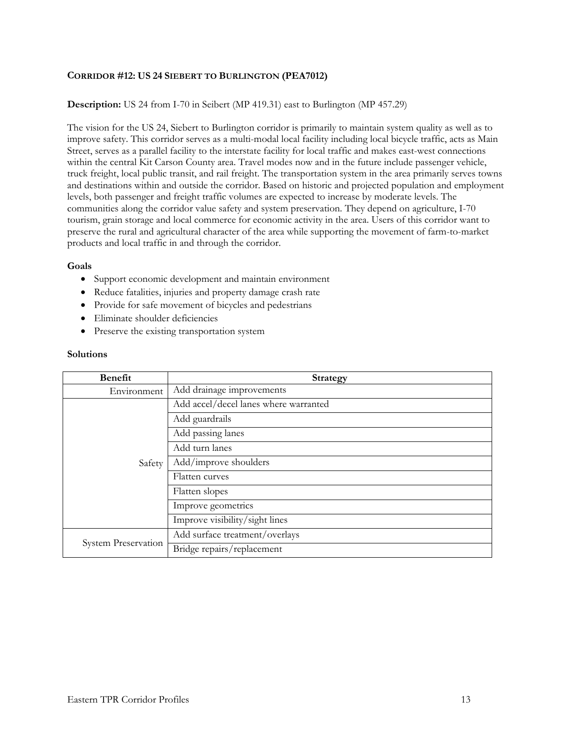## CORRIDOR #12: US 24 SIEBERT TO BURLINGTON (PEA7012)

**Description:** US 24 from I-70 in Seibert (MP 419.31) east to Burlington (MP 457.29)

The vision for the US 24, Siebert to Burlington corridor is primarily to maintain system quality as well as to improve safety. This corridor serves as a multi-modal local facility including local bicycle traffic, acts as Main Street, serves as a parallel facility to the interstate facility for local traffic and makes east-west connections within the central Kit Carson County area. Travel modes now and in the future include passenger vehicle, truck freight, local public transit, and rail freight. The transportation system in the area primarily serves towns and destinations within and outside the corridor. Based on historic and projected population and employment levels, both passenger and freight traffic volumes are expected to increase by moderate levels. The communities along the corridor value safety and system preservation. They depend on agriculture, I-70 tourism, grain storage and local commerce for economic activity in the area. Users of this corridor want to preserve the rural and agricultural character of the area while supporting the movement of farm-to-market products and local traffic in and through the corridor.

### Goals

- Support economic development and maintain environment
- Reduce fatalities, injuries and property damage crash rate
- Provide for safe movement of bicycles and pedestrians
- Eliminate shoulder deficiencies
- Preserve the existing transportation system

### Solutions

| Benefit | Strategy |
|---|---|
| Environment | Add drainage improvements |
| Safety | Add accel/decel lanes where warranted |
| | Add guardrails |
| | Add passing lanes |
| | Add turn lanes |
| | Add/improve shoulders |
| | Flatten curves |
| | Flatten slopes |
| | Improve geometrics |
| | Improve visibility/sight lines |
| System Preservation | Add surface treatment/overlays |
| | Bridge repairs/replacement |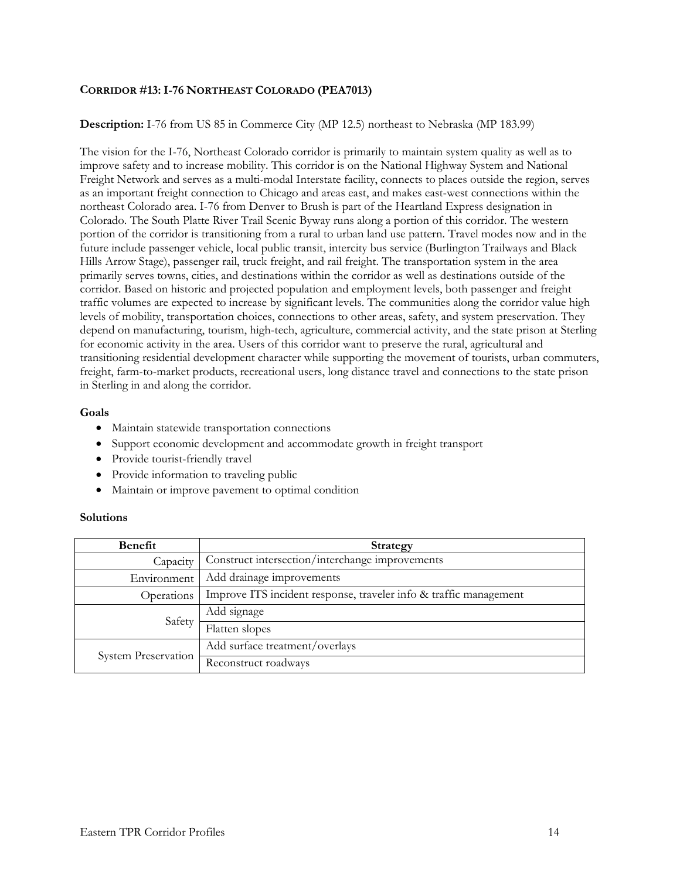## CORRIDOR #13: I-76 NORTHEAST COLORADO (PEA7013)

**Description:** I-76 from US 85 in Commerce City (MP 12.5) northeast to Nebraska (MP 183.99)

The vision for the I-76, Northeast Colorado corridor is primarily to maintain system quality as well as to improve safety and to increase mobility. This corridor is on the National Highway System and National Freight Network and serves as a multi-modal Interstate facility, connects to places outside the region, serves as an important freight connection to Chicago and areas east, and makes east-west connections within the northeast Colorado area. I-76 from Denver to Brush is part of the Heartland Express designation in Colorado. The South Platte River Trail Scenic Byway runs along a portion of this corridor. The western portion of the corridor is transitioning from a rural to urban land use pattern. Travel modes now and in the future include passenger vehicle, local public transit, intercity bus service (Burlington Trailways and Black Hills Arrow Stage), passenger rail, truck freight, and rail freight. The transportation system in the area primarily serves towns, cities, and destinations within the corridor as well as destinations outside of the corridor. Based on historic and projected population and employment levels, both passenger and freight traffic volumes are expected to increase by significant levels. The communities along the corridor value high levels of mobility, transportation choices, connections to other areas, safety, and system preservation. They depend on manufacturing, tourism, high-tech, agriculture, commercial activity, and the state prison at Sterling for economic activity in the area. Users of this corridor want to preserve the rural, agricultural and transitioning residential development character while supporting the movement of tourists, urban commuters, freight, farm-to-market products, recreational users, long distance travel and connections to the state prison in Sterling in and along the corridor.

### Goals

- Maintain statewide transportation connections
- Support economic development and accommodate growth in freight transport
- Provide tourist-friendly travel
- Provide information to traveling public
- Maintain or improve pavement to optimal condition

### Solutions

| Benefit | Strategy |
|---|---|
| Capacity | Construct intersection/interchange improvements |
| Environment | Add drainage improvements |
| Operations | Improve ITS incident response, traveler info & traffic management |
| Safety | Add signage |
| | Flatten slopes |
| System Preservation | Add surface treatment/overlays |
| | Reconstruct roadways |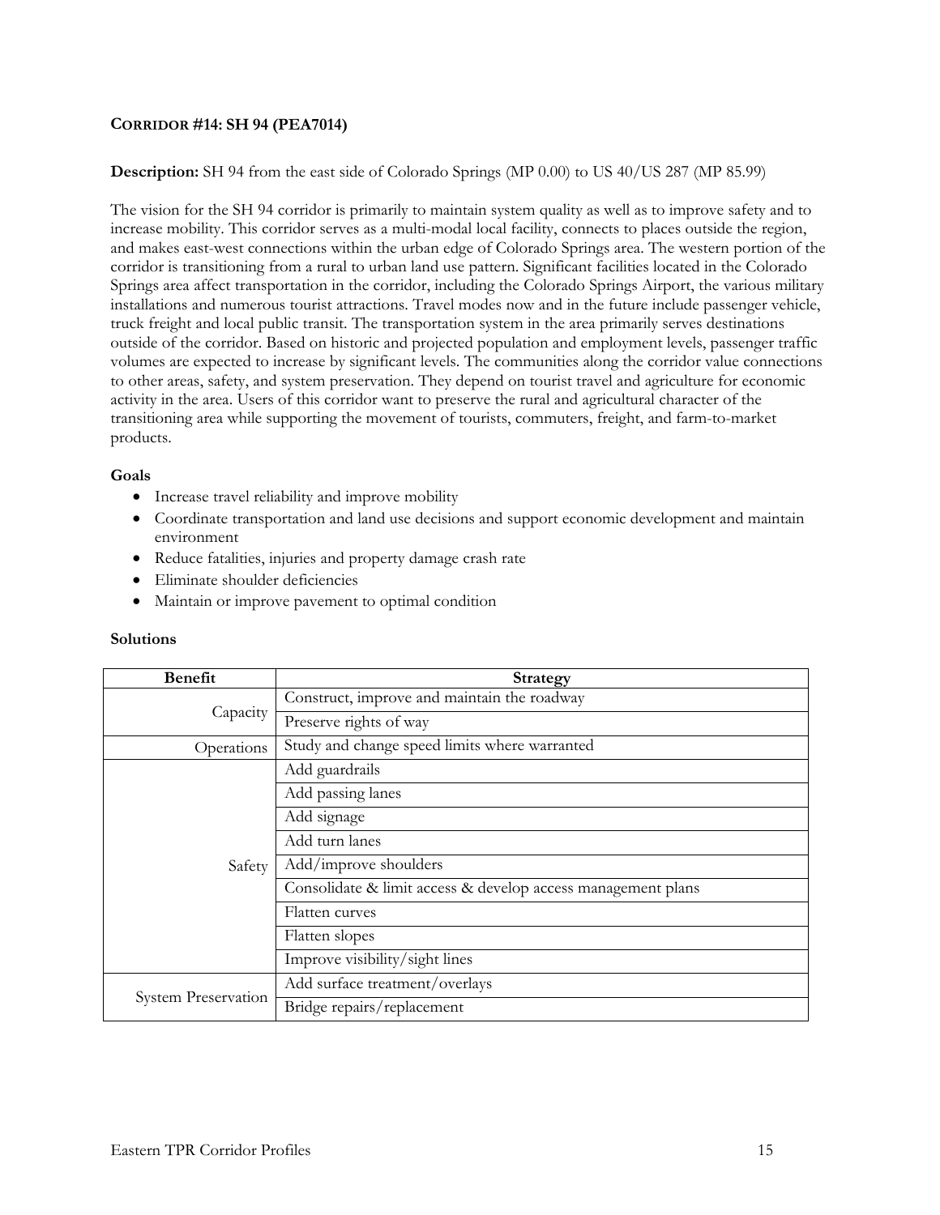**CORRIDOR #14: SH 94 (PEA7014)**

**Description:** SH 94 from the east side of Colorado Springs (MP 0.00) to US 40/US 287 (MP 85.99)

The vision for the SH 94 corridor is primarily to maintain system quality as well as to improve safety and to increase mobility. This corridor serves as a multi-modal local facility, connects to places outside the region, and makes east-west connections within the urban edge of Colorado Springs area. The western portion of the corridor is transitioning from a rural to urban land use pattern. Significant facilities located in the Colorado Springs area affect transportation in the corridor, including the Colorado Springs Airport, the various military installations and numerous tourist attractions. Travel modes now and in the future include passenger vehicle, truck freight and local public transit. The transportation system in the area primarily serves destinations outside of the corridor. Based on historic and projected population and employment levels, passenger traffic volumes are expected to increase by significant levels. The communities along the corridor value connections to other areas, safety, and system preservation. They depend on tourist travel and agriculture for economic activity in the area. Users of this corridor want to preserve the rural and agricultural character of the transitioning area while supporting the movement of tourists, commuters, freight, and farm-to-market products.

**Goals**

- Increase travel reliability and improve mobility
- Coordinate transportation and land use decisions and support economic development and maintain environment
- Reduce fatalities, injuries and property damage crash rate
- Eliminate shoulder deficiencies
- Maintain or improve pavement to optimal condition

**Solutions**

| Benefit | Strategy |
|---|---|
| Capacity | Construct, improve and maintain the roadway |
| | Preserve rights of way |
| Operations | Study and change speed limits where warranted |
| Safety | Add guardrails |
| | Add passing lanes |
| | Add signage |
| | Add turn lanes |
| | Add/improve shoulders |
| | Consolidate & limit access & develop access management plans |
| | Flatten curves |
| | Flatten slopes |
| | Improve visibility/sight lines |
| System Preservation | Add surface treatment/overlays |
| | Bridge repairs/replacement |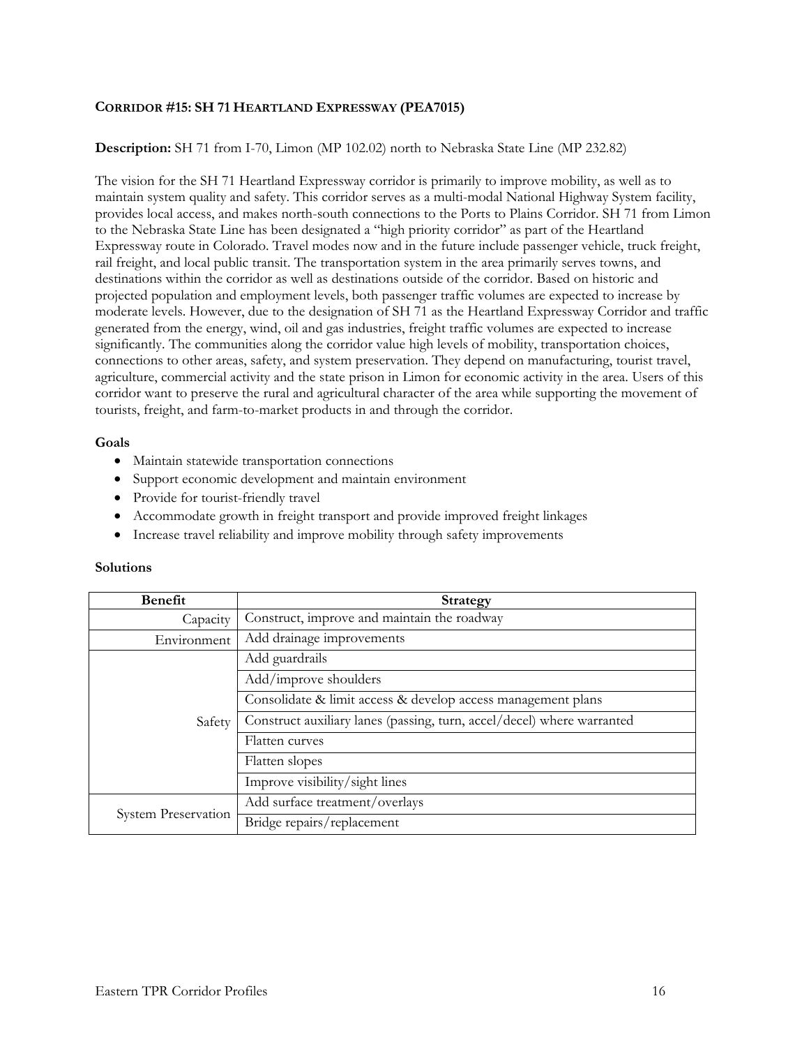## CORRIDOR #15: SH 71 HEARTLAND EXPRESSWAY (PEA7015)

**Description:** SH 71 from I-70, Limon (MP 102.02) north to Nebraska State Line (MP 232.82)

The vision for the SH 71 Heartland Expressway corridor is primarily to improve mobility, as well as to maintain system quality and safety. This corridor serves as a multi-modal National Highway System facility, provides local access, and makes north-south connections to the Ports to Plains Corridor. SH 71 from Limon to the Nebraska State Line has been designated a "high priority corridor" as part of the Heartland Expressway route in Colorado. Travel modes now and in the future include passenger vehicle, truck freight, rail freight, and local public transit. The transportation system in the area primarily serves towns, and destinations within the corridor as well as destinations outside of the corridor. Based on historic and projected population and employment levels, both passenger traffic volumes are expected to increase by moderate levels. However, due to the designation of SH 71 as the Heartland Expressway Corridor and traffic generated from the energy, wind, oil and gas industries, freight traffic volumes are expected to increase significantly. The communities along the corridor value high levels of mobility, transportation choices, connections to other areas, safety, and system preservation. They depend on manufacturing, tourist travel, agriculture, commercial activity and the state prison in Limon for economic activity in the area. Users of this corridor want to preserve the rural and agricultural character of the area while supporting the movement of tourists, freight, and farm-to-market products in and through the corridor.

**Goals**

- Maintain statewide transportation connections
- Support economic development and maintain environment
- Provide for tourist-friendly travel
- Accommodate growth in freight transport and provide improved freight linkages
- Increase travel reliability and improve mobility through safety improvements

**Solutions**

| Benefit | Strategy |
|---|---|
| Capacity | Construct, improve and maintain the roadway |
| Environment | Add drainage improvements |
| Safety | Add guardrails |
| | Add/improve shoulders |
| | Consolidate & limit access & develop access management plans |
| | Construct auxiliary lanes (passing, turn, accel/decel) where warranted |
| | Flatten curves |
| | Flatten slopes |
| | Improve visibility/sight lines |
| System Preservation | Add surface treatment/overlays |
| | Bridge repairs/replacement |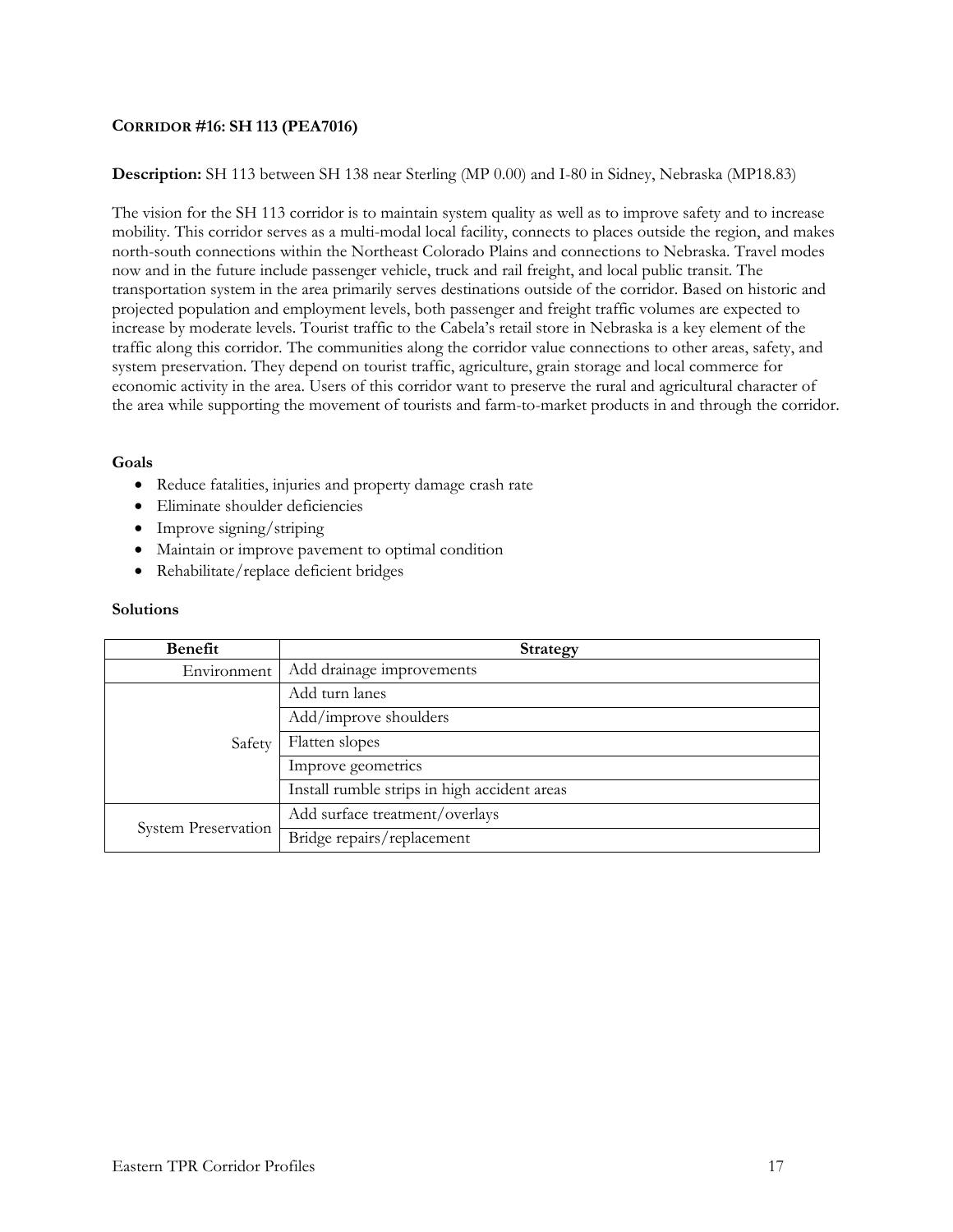## CORRIDOR #16: SH 113 (PEA7016)

**Description:** SH 113 between SH 138 near Sterling (MP 0.00) and I-80 in Sidney, Nebraska (MP18.83)

The vision for the SH 113 corridor is to maintain system quality as well as to improve safety and to increase mobility. This corridor serves as a multi-modal local facility, connects to places outside the region, and makes north-south connections within the Northeast Colorado Plains and connections to Nebraska. Travel modes now and in the future include passenger vehicle, truck and rail freight, and local public transit. The transportation system in the area primarily serves destinations outside of the corridor. Based on historic and projected population and employment levels, both passenger and freight traffic volumes are expected to increase by moderate levels. Tourist traffic to the Cabela's retail store in Nebraska is a key element of the traffic along this corridor. The communities along the corridor value connections to other areas, safety, and system preservation. They depend on tourist traffic, agriculture, grain storage and local commerce for economic activity in the area. Users of this corridor want to preserve the rural and agricultural character of the area while supporting the movement of tourists and farm-to-market products in and through the corridor.

### Goals

- Reduce fatalities, injuries and property damage crash rate
- Eliminate shoulder deficiencies
- Improve signing/striping
- Maintain or improve pavement to optimal condition
- Rehabilitate/replace deficient bridges

### Solutions

| Benefit | Strategy |
|---|---|
| Environment | Add drainage improvements |
| Safety | Add turn lanes |
| | Add/improve shoulders |
| | Flatten slopes |
| | Improve geometrics |
| | Install rumble strips in high accident areas |
| System Preservation | Add surface treatment/overlays |
| | Bridge repairs/replacement |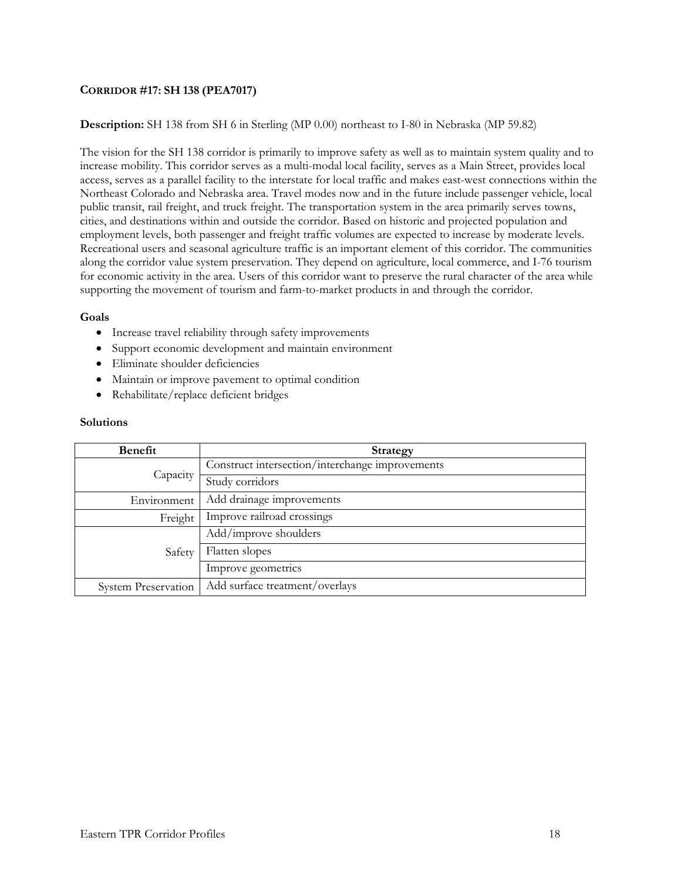## CORRIDOR #17: SH 138 (PEA7017)

**Description:** SH 138 from SH 6 in Sterling (MP 0.00) northeast to I-80 in Nebraska (MP 59.82)

The vision for the SH 138 corridor is primarily to improve safety as well as to maintain system quality and to increase mobility. This corridor serves as a multi-modal local facility, serves as a Main Street, provides local access, serves as a parallel facility to the interstate for local traffic and makes east-west connections within the Northeast Colorado and Nebraska area. Travel modes now and in the future include passenger vehicle, local public transit, rail freight, and truck freight. The transportation system in the area primarily serves towns, cities, and destinations within and outside the corridor. Based on historic and projected population and employment levels, both passenger and freight traffic volumes are expected to increase by moderate levels. Recreational users and seasonal agriculture traffic is an important element of this corridor. The communities along the corridor value system preservation. They depend on agriculture, local commerce, and I-76 tourism for economic activity in the area. Users of this corridor want to preserve the rural character of the area while supporting the movement of tourism and farm-to-market products in and through the corridor.

### Goals

- Increase travel reliability through safety improvements
- Support economic development and maintain environment
- Eliminate shoulder deficiencies
- Maintain or improve pavement to optimal condition
- Rehabilitate/replace deficient bridges

### Solutions

| Benefit | Strategy |
|---|---|
| Capacity | Construct intersection/interchange improvements |
| | Study corridors |
| Environment | Add drainage improvements |
| Freight | Improve railroad crossings |
| Safety | Add/improve shoulders |
| | Flatten slopes |
| | Improve geometrics |
| System Preservation | Add surface treatment/overlays |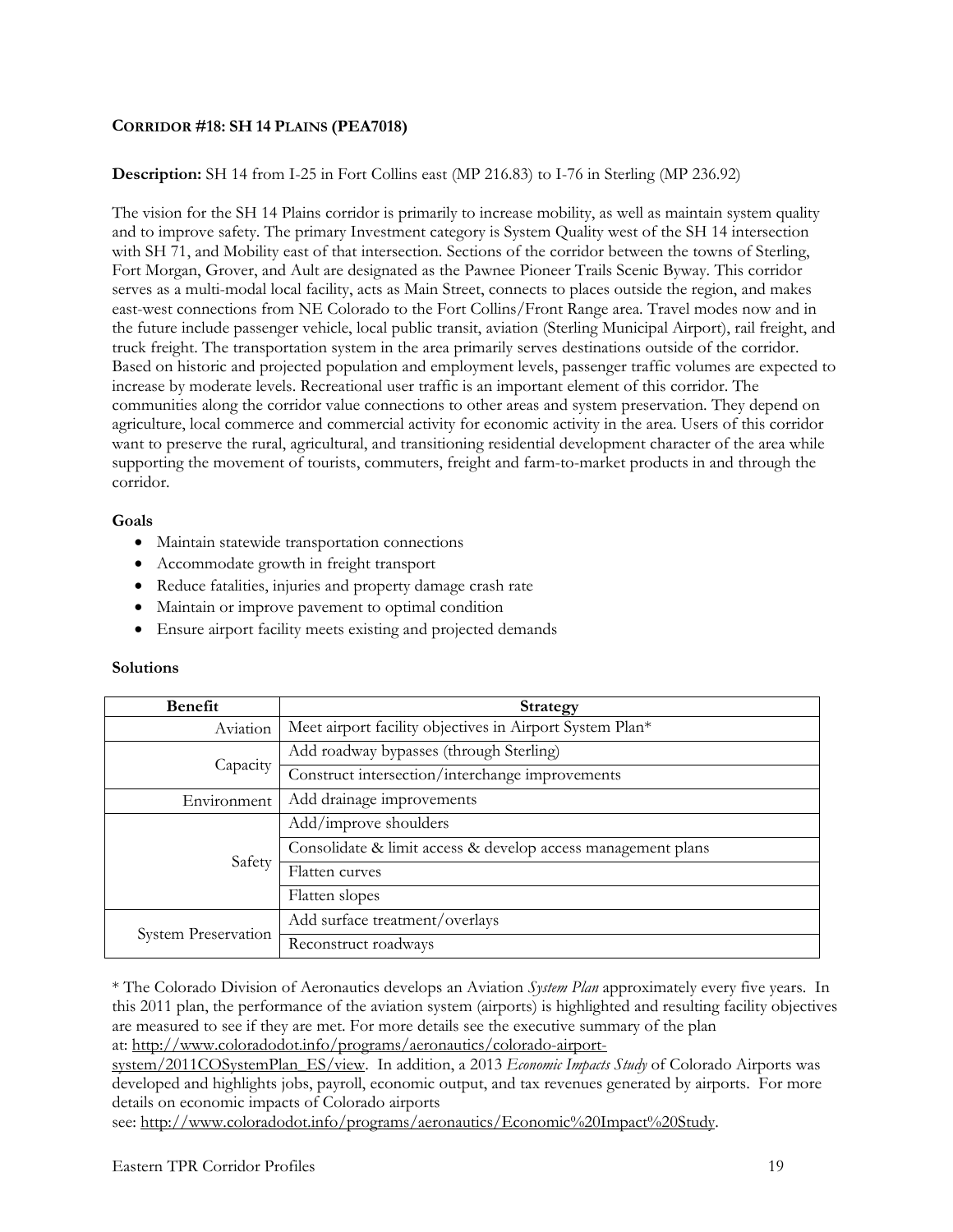## CORRIDOR #18: SH 14 PLAINS (PEA7018)

**Description:** SH 14 from I-25 in Fort Collins east (MP 216.83) to I-76 in Sterling (MP 236.92)

The vision for the SH 14 Plains corridor is primarily to increase mobility, as well as maintain system quality and to improve safety. The primary Investment category is System Quality west of the SH 14 intersection with SH 71, and Mobility east of that intersection. Sections of the corridor between the towns of Sterling, Fort Morgan, Grover, and Ault are designated as the Pawnee Pioneer Trails Scenic Byway. This corridor serves as a multi-modal local facility, acts as Main Street, connects to places outside the region, and makes east-west connections from NE Colorado to the Fort Collins/Front Range area. Travel modes now and in the future include passenger vehicle, local public transit, aviation (Sterling Municipal Airport), rail freight, and truck freight. The transportation system in the area primarily serves destinations outside of the corridor. Based on historic and projected population and employment levels, passenger traffic volumes are expected to increase by moderate levels. Recreational user traffic is an important element of this corridor. The communities along the corridor value connections to other areas and system preservation. They depend on agriculture, local commerce and commercial activity for economic activity in the area. Users of this corridor want to preserve the rural, agricultural, and transitioning residential development character of the area while supporting the movement of tourists, commuters, freight and farm-to-market products in and through the corridor.

**Goals**

- Maintain statewide transportation connections
- Accommodate growth in freight transport
- Reduce fatalities, injuries and property damage crash rate
- Maintain or improve pavement to optimal condition
- Ensure airport facility meets existing and projected demands

**Solutions**

| Benefit | Strategy |
|---|---|
| Aviation | Meet airport facility objectives in Airport System Plan* |
| Capacity | Add roadway bypasses (through Sterling) |
| | Construct intersection/interchange improvements |
| Environment | Add drainage improvements |
| Safety | Add/improve shoulders |
| | Consolidate & limit access & develop access management plans |
| | Flatten curves |
| | Flatten slopes |
| System Preservation | Add surface treatment/overlays |
| | Reconstruct roadways |

* The Colorado Division of Aeronautics develops an Aviation *System Plan* approximately every five years. In this 2011 plan, the performance of the aviation system (airports) is highlighted and resulting facility objectives are measured to see if they are met. For more details see the executive summary of the plan at: http://www.coloradodot.info/programs/aeronautics/colorado-airport-system/2011COSystemPlan_ES/view. In addition, a 2013 *Economic Impacts Study* of Colorado Airports was developed and highlights jobs, payroll, economic output, and tax revenues generated by airports. For more details on economic impacts of Colorado airports see: http://www.coloradodot.info/programs/aeronautics/Economic%20Impact%20Study.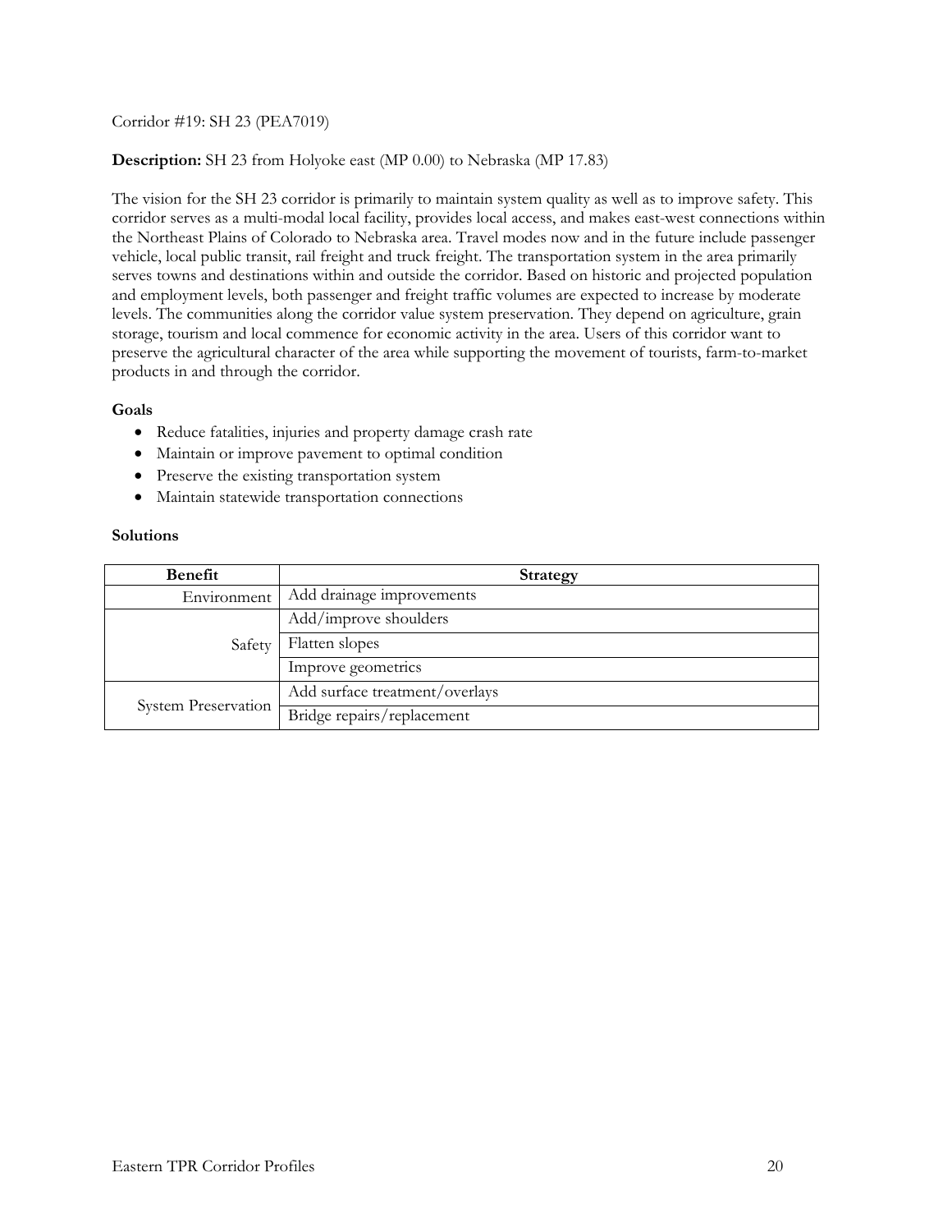Corridor #19: SH 23 (PEA7019)

**Description:** SH 23 from Holyoke east (MP 0.00) to Nebraska (MP 17.83)

The vision for the SH 23 corridor is primarily to maintain system quality as well as to improve safety. This corridor serves as a multi-modal local facility, provides local access, and makes east-west connections within the Northeast Plains of Colorado to Nebraska area. Travel modes now and in the future include passenger vehicle, local public transit, rail freight and truck freight. The transportation system in the area primarily serves towns and destinations within and outside the corridor. Based on historic and projected population and employment levels, both passenger and freight traffic volumes are expected to increase by moderate levels. The communities along the corridor value system preservation. They depend on agriculture, grain storage, tourism and local commence for economic activity in the area. Users of this corridor want to preserve the agricultural character of the area while supporting the movement of tourists, farm-to-market products in and through the corridor.

**Goals**

- Reduce fatalities, injuries and property damage crash rate
- Maintain or improve pavement to optimal condition
- Preserve the existing transportation system
- Maintain statewide transportation connections

**Solutions**

| Benefit | Strategy |
| --- | --- |
| Environment | Add drainage improvements |
| Safety | Add/improve shoulders |
| | Flatten slopes |
| | Improve geometrics |
| System Preservation | Add surface treatment/overlays |
| | Bridge repairs/replacement |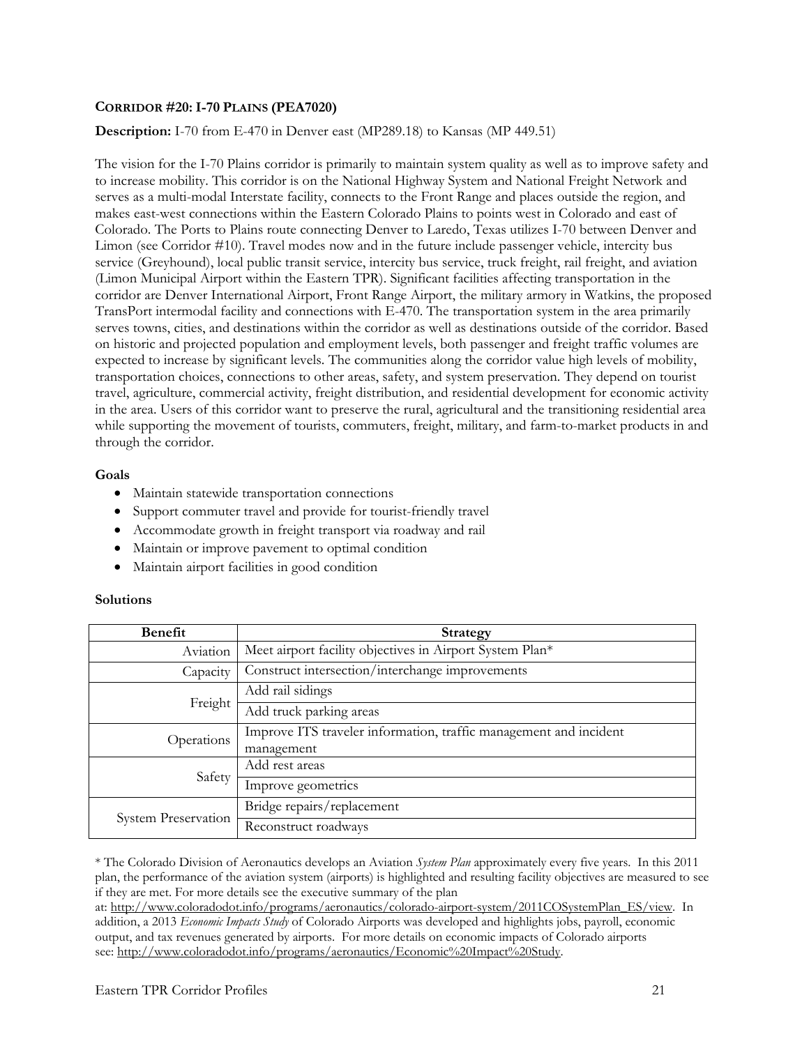## CORRIDOR #20: I-70 PLAINS (PEA7020)

**Description:** I-70 from E-470 in Denver east (MP289.18) to Kansas (MP 449.51)

The vision for the I-70 Plains corridor is primarily to maintain system quality as well as to improve safety and to increase mobility. This corridor is on the National Highway System and National Freight Network and serves as a multi-modal Interstate facility, connects to the Front Range and places outside the region, and makes east-west connections within the Eastern Colorado Plains to points west in Colorado and east of Colorado. The Ports to Plains route connecting Denver to Laredo, Texas utilizes I-70 between Denver and Limon (see Corridor #10). Travel modes now and in the future include passenger vehicle, intercity bus service (Greyhound), local public transit service, intercity bus service, truck freight, rail freight, and aviation (Limon Municipal Airport within the Eastern TPR). Significant facilities affecting transportation in the corridor are Denver International Airport, Front Range Airport, the military armory in Watkins, the proposed TransPort intermodal facility and connections with E-470. The transportation system in the area primarily serves towns, cities, and destinations within the corridor as well as destinations outside of the corridor. Based on historic and projected population and employment levels, both passenger and freight traffic volumes are expected to increase by significant levels. The communities along the corridor value high levels of mobility, transportation choices, connections to other areas, safety, and system preservation. They depend on tourist travel, agriculture, commercial activity, freight distribution, and residential development for economic activity in the area. Users of this corridor want to preserve the rural, agricultural and the transitioning residential area while supporting the movement of tourists, commuters, freight, military, and farm-to-market products in and through the corridor.

### Goals

- Maintain statewide transportation connections
- Support commuter travel and provide for tourist-friendly travel
- Accommodate growth in freight transport via roadway and rail
- Maintain or improve pavement to optimal condition
- Maintain airport facilities in good condition

### Solutions

| Benefit | Strategy |
|---|---|
| Aviation | Meet airport facility objectives in Airport System Plan* |
| Capacity | Construct intersection/interchange improvements |
| Freight | Add rail sidings |
| | Add truck parking areas |
| Operations | Improve ITS traveler information, traffic management and incident management |
| Safety | Add rest areas |
| | Improve geometrics |
| System Preservation | Bridge repairs/replacement |
| | Reconstruct roadways |

* The Colorado Division of Aeronautics develops an Aviation *System Plan* approximately every five years. In this 2011 plan, the performance of the aviation system (airports) is highlighted and resulting facility objectives are measured to see if they are met. For more details see the executive summary of the plan at: http://www.coloradodot.info/programs/aeronautics/colorado-airport-system/2011COSystemPlan_ES/view. In addition, a 2013 *Economic Impacts Study* of Colorado Airports was developed and highlights jobs, payroll, economic output, and tax revenues generated by airports. For more details on economic impacts of Colorado airports see: http://www.coloradodot.info/programs/aeronautics/Economic%20Impact%20Study.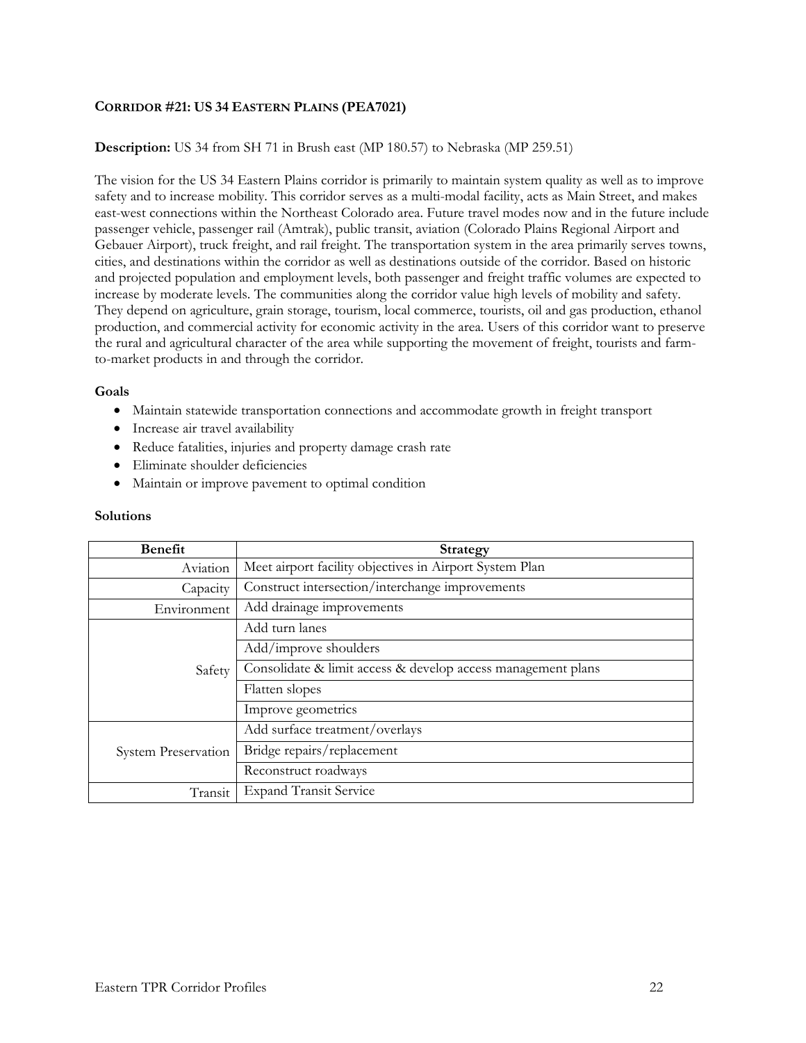## CORRIDOR #21: US 34 EASTERN PLAINS (PEA7021)

**Description:** US 34 from SH 71 in Brush east (MP 180.57) to Nebraska (MP 259.51)

The vision for the US 34 Eastern Plains corridor is primarily to maintain system quality as well as to improve safety and to increase mobility. This corridor serves as a multi-modal facility, acts as Main Street, and makes east-west connections within the Northeast Colorado area. Future travel modes now and in the future include passenger vehicle, passenger rail (Amtrak), public transit, aviation (Colorado Plains Regional Airport and Gebauer Airport), truck freight, and rail freight. The transportation system in the area primarily serves towns, cities, and destinations within the corridor as well as destinations outside of the corridor. Based on historic and projected population and employment levels, both passenger and freight traffic volumes are expected to increase by moderate levels. The communities along the corridor value high levels of mobility and safety. They depend on agriculture, grain storage, tourism, local commerce, tourists, oil and gas production, ethanol production, and commercial activity for economic activity in the area. Users of this corridor want to preserve the rural and agricultural character of the area while supporting the movement of freight, tourists and farm-to-market products in and through the corridor.

**Goals**

- Maintain statewide transportation connections and accommodate growth in freight transport
- Increase air travel availability
- Reduce fatalities, injuries and property damage crash rate
- Eliminate shoulder deficiencies
- Maintain or improve pavement to optimal condition

**Solutions**

| Benefit | Strategy |
|---|---|
| Aviation | Meet airport facility objectives in Airport System Plan |
| Capacity | Construct intersection/interchange improvements |
| Environment | Add drainage improvements |
| Safety | Add turn lanes |
| | Add/improve shoulders |
| | Consolidate & limit access & develop access management plans |
| | Flatten slopes |
| | Improve geometrics |
| System Preservation | Add surface treatment/overlays |
| | Bridge repairs/replacement |
| | Reconstruct roadways |
| Transit | Expand Transit Service |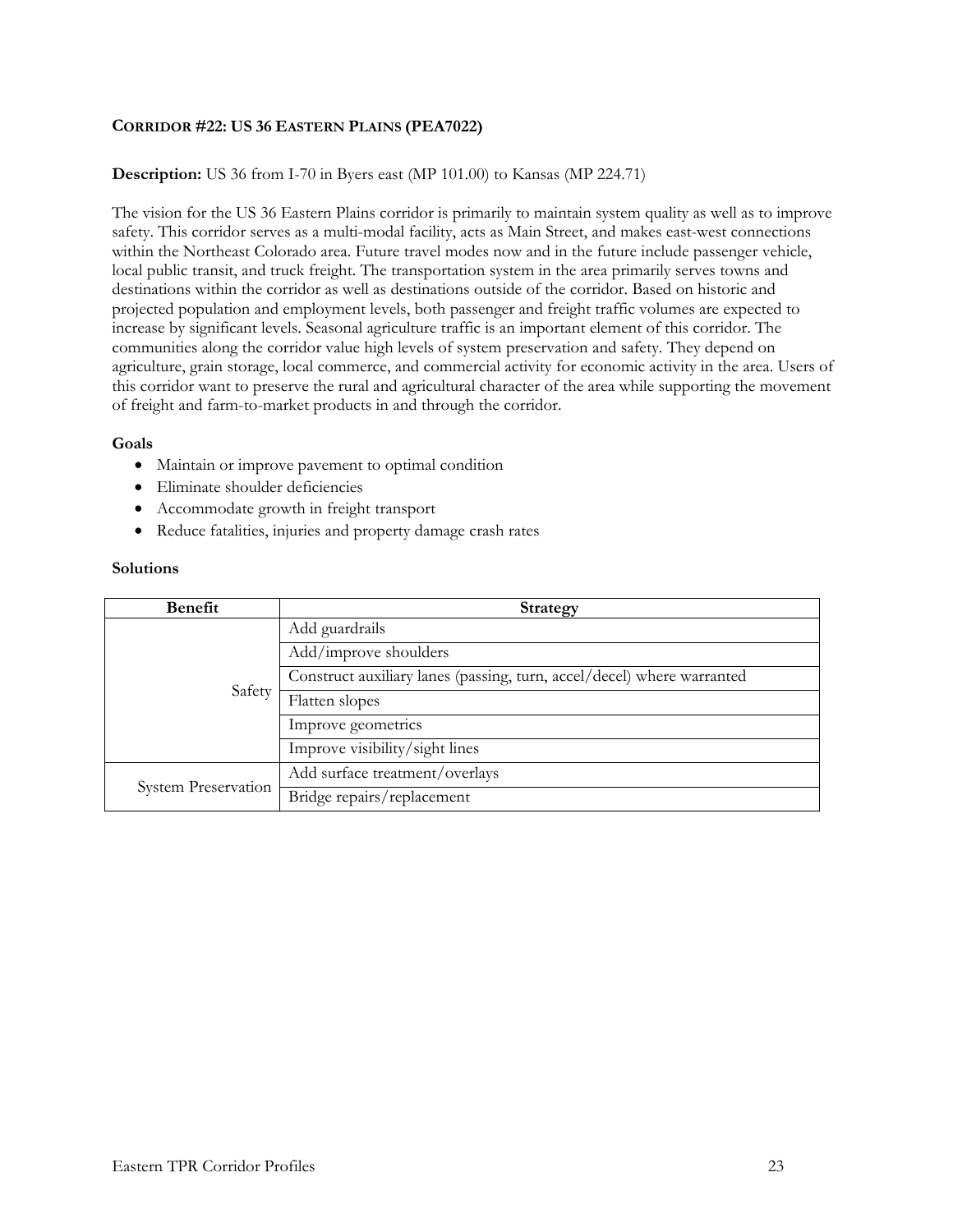### CORRIDOR #22: US 36 EASTERN PLAINS (PEA7022)

**Description:** US 36 from I-70 in Byers east (MP 101.00) to Kansas (MP 224.71)

The vision for the US 36 Eastern Plains corridor is primarily to maintain system quality as well as to improve safety. This corridor serves as a multi-modal facility, acts as Main Street, and makes east-west connections within the Northeast Colorado area. Future travel modes now and in the future include passenger vehicle, local public transit, and truck freight. The transportation system in the area primarily serves towns and destinations within the corridor as well as destinations outside of the corridor. Based on historic and projected population and employment levels, both passenger and freight traffic volumes are expected to increase by significant levels. Seasonal agriculture traffic is an important element of this corridor. The communities along the corridor value high levels of system preservation and safety. They depend on agriculture, grain storage, local commerce, and commercial activity for economic activity in the area. Users of this corridor want to preserve the rural and agricultural character of the area while supporting the movement of freight and farm-to-market products in and through the corridor.

**Goals**

- Maintain or improve pavement to optimal condition
- Eliminate shoulder deficiencies
- Accommodate growth in freight transport
- Reduce fatalities, injuries and property damage crash rates

**Solutions**

| Benefit | Strategy |
|---|---|
| Safety | Add guardrails |
| | Add/improve shoulders |
| | Construct auxiliary lanes (passing, turn, accel/decel) where warranted |
| | Flatten slopes |
| | Improve geometrics |
| | Improve visibility/sight lines |
| System Preservation | Add surface treatment/overlays |
| | Bridge repairs/replacement |